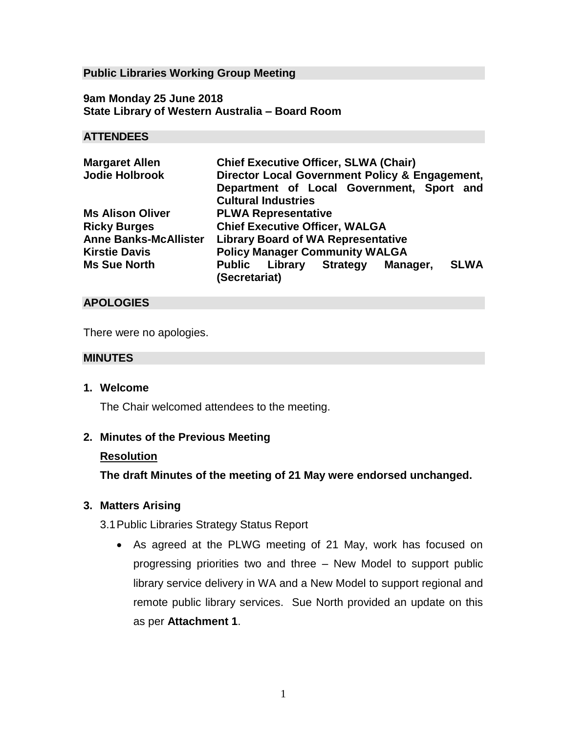## Public Libraries Working Group Meeting

**9am Monday 25 June 2018**
**State Library of Western Australia – Board Room**

## ATTENDEES

| | |
|---|---|
| **Margaret Allen** | **Chief Executive Officer, SLWA (Chair)** |
| **Jodie Holbrook** | **Director Local Government Policy & Engagement, Department of Local Government, Sport and Cultural Industries** |
| **Ms Alison Oliver** | **PLWA Representative** |
| **Ricky Burges** | **Chief Executive Officer, WALGA** |
| **Anne Banks-McAllister** | **Library Board of WA Representative** |
| **Kirstie Davis** | **Policy Manager Community WALGA** |
| **Ms Sue North** | **Public Library Strategy Manager, SLWA (Secretariat)** |

## APOLOGIES

There were no apologies.

## MINUTES

### 1. Welcome

The Chair welcomed attendees to the meeting.

### 2. Minutes of the Previous Meeting

**Resolution**

**The draft Minutes of the meeting of 21 May were endorsed unchanged.**

### 3. Matters Arising

3.1 Public Libraries Strategy Status Report

- As agreed at the PLWG meeting of 21 May, work has focused on progressing priorities two and three – New Model to support public library service delivery in WA and a New Model to support regional and remote public library services. Sue North provided an update on this as per **Attachment 1**.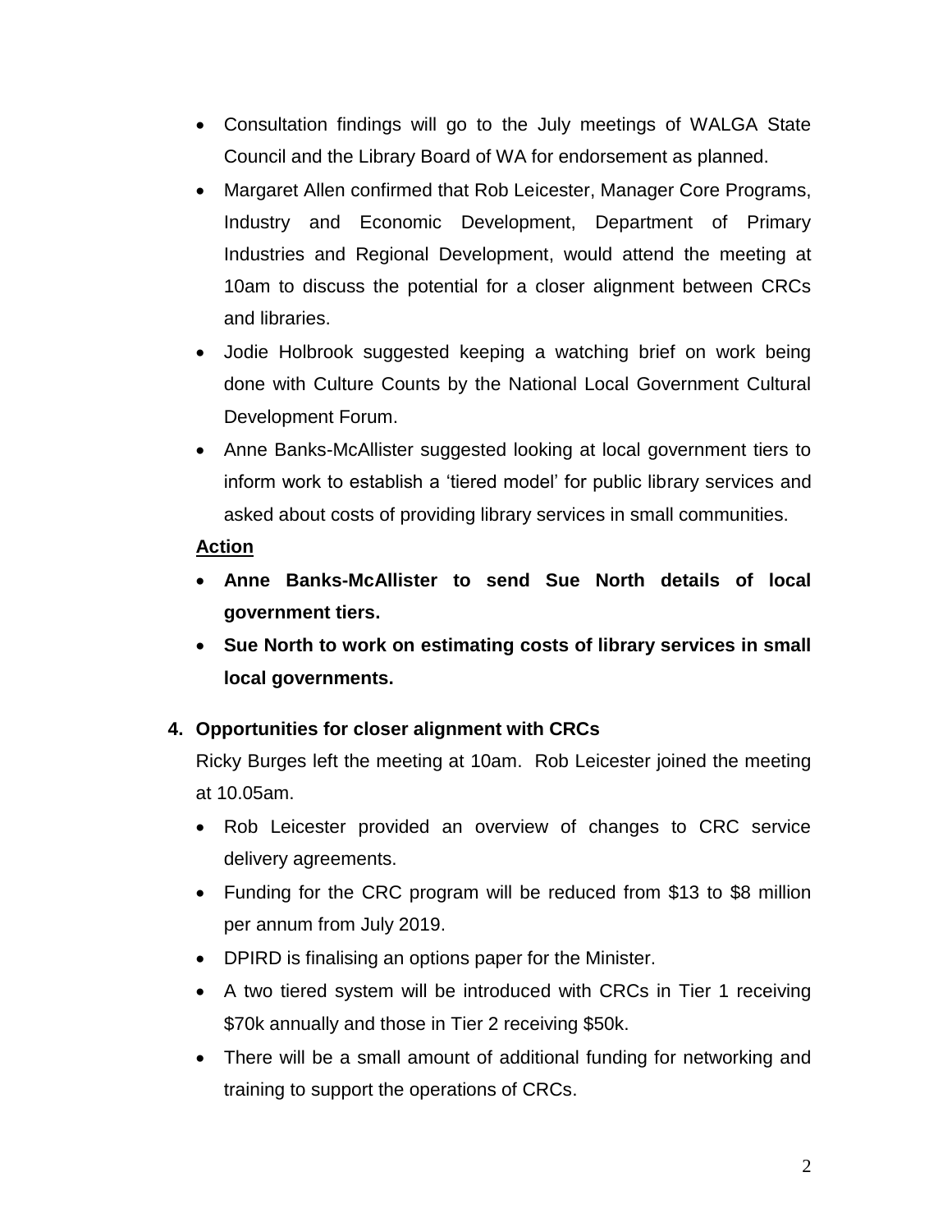- Consultation findings will go to the July meetings of WALGA State Council and the Library Board of WA for endorsement as planned.
- Margaret Allen confirmed that Rob Leicester, Manager Core Programs, Industry and Economic Development, Department of Primary Industries and Regional Development, would attend the meeting at 10am to discuss the potential for a closer alignment between CRCs and libraries.
- Jodie Holbrook suggested keeping a watching brief on work being done with Culture Counts by the National Local Government Cultural Development Forum.
- Anne Banks-McAllister suggested looking at local government tiers to inform work to establish a 'tiered model' for public library services and asked about costs of providing library services in small communities.

**Action**

- **Anne Banks-McAllister to send Sue North details of local government tiers.**
- **Sue North to work on estimating costs of library services in small local governments.**

**4. Opportunities for closer alignment with CRCs**

Ricky Burges left the meeting at 10am. Rob Leicester joined the meeting at 10.05am.

- Rob Leicester provided an overview of changes to CRC service delivery agreements.
- Funding for the CRC program will be reduced from $13 to $8 million per annum from July 2019.
- DPIRD is finalising an options paper for the Minister.
- A two tiered system will be introduced with CRCs in Tier 1 receiving $70k annually and those in Tier 2 receiving $50k.
- There will be a small amount of additional funding for networking and training to support the operations of CRCs.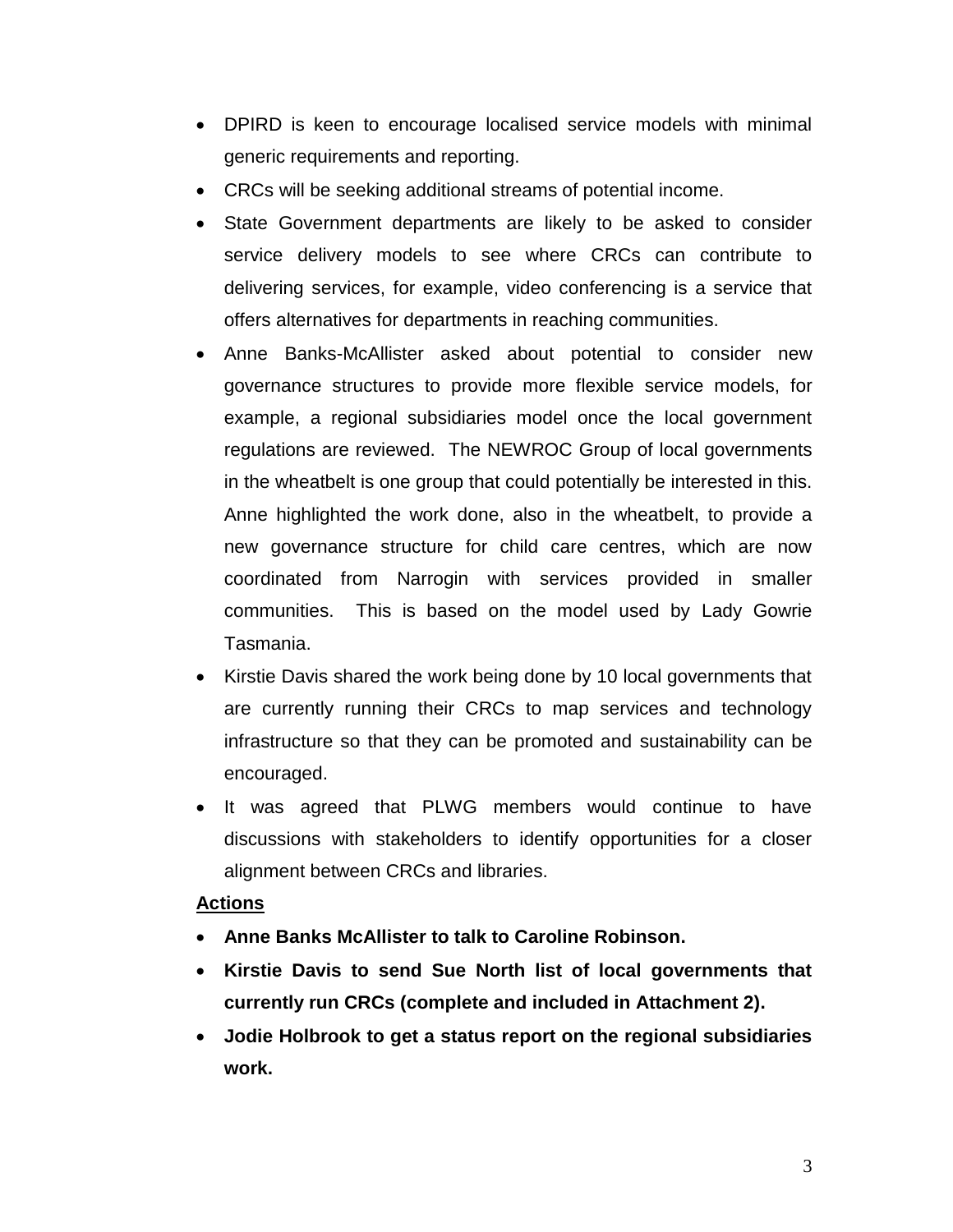- DPIRD is keen to encourage localised service models with minimal generic requirements and reporting.
- CRCs will be seeking additional streams of potential income.
- State Government departments are likely to be asked to consider service delivery models to see where CRCs can contribute to delivering services, for example, video conferencing is a service that offers alternatives for departments in reaching communities.
- Anne Banks-McAllister asked about potential to consider new governance structures to provide more flexible service models, for example, a regional subsidiaries model once the local government regulations are reviewed. The NEWROC Group of local governments in the wheatbelt is one group that could potentially be interested in this. Anne highlighted the work done, also in the wheatbelt, to provide a new governance structure for child care centres, which are now coordinated from Narrogin with services provided in smaller communities. This is based on the model used by Lady Gowrie Tasmania.
- Kirstie Davis shared the work being done by 10 local governments that are currently running their CRCs to map services and technology infrastructure so that they can be promoted and sustainability can be encouraged.
- It was agreed that PLWG members would continue to have discussions with stakeholders to identify opportunities for a closer alignment between CRCs and libraries.

**Actions**

- **Anne Banks McAllister to talk to Caroline Robinson.**
- **Kirstie Davis to send Sue North list of local governments that currently run CRCs (complete and included in Attachment 2).**
- **Jodie Holbrook to get a status report on the regional subsidiaries work.**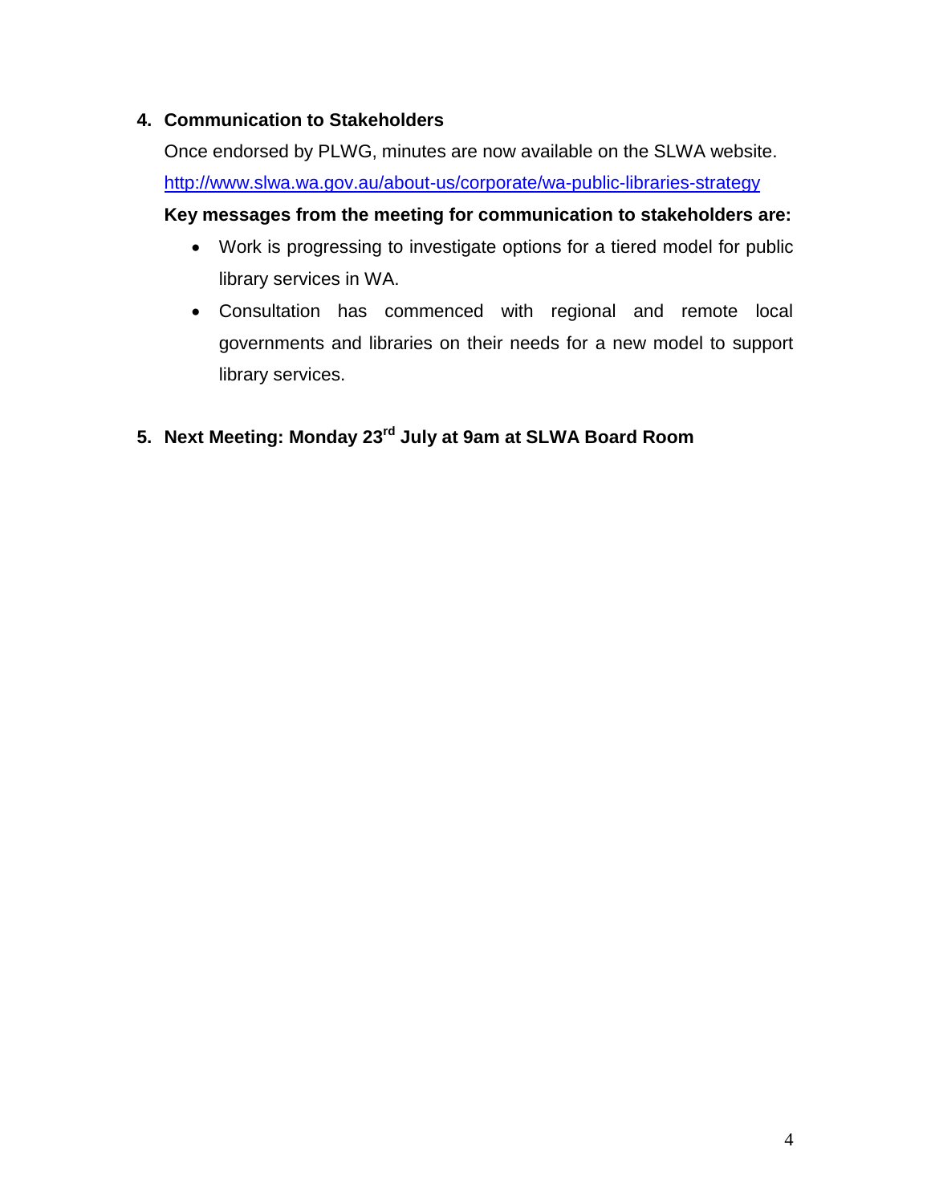## 4. Communication to Stakeholders

Once endorsed by PLWG, minutes are now available on the SLWA website. [http://www.slwa.wa.gov.au/about-us/corporate/wa-public-libraries-strategy](http://www.slwa.wa.gov.au/about-us/corporate/wa-public-libraries-strategy)

**Key messages from the meeting for communication to stakeholders are:**

- Work is progressing to investigate options for a tiered model for public library services in WA.
- Consultation has commenced with regional and remote local governments and libraries on their needs for a new model to support library services.

## 5. Next Meeting: Monday 23rd July at 9am at SLWA Board Room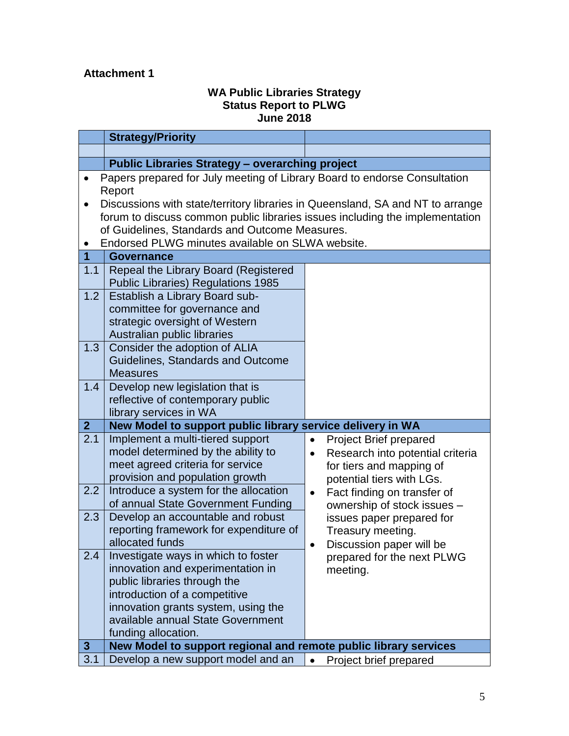**Attachment 1**

**WA Public Libraries Strategy**
**Status Report to PLWG**
**June 2018**

| | **Strategy/Priority** | |
|---|---|---|
| | | |
| | **Public Libraries Strategy – overarching project** | |
| | • Papers prepared for July meeting of Library Board to endorse Consultation Report<br>• Discussions with state/territory libraries in Queensland, SA and NT to arrange forum to discuss common public libraries issues including the implementation of Guidelines, Standards and Outcome Measures.<br>• Endorsed PLWG minutes available on SLWA website. | |
| **1** | **Governance** | |
| 1.1 | Repeal the Library Board (Registered Public Libraries) Regulations 1985 | |
| 1.2 | Establish a Library Board sub-committee for governance and strategic oversight of Western Australian public libraries | |
| 1.3 | Consider the adoption of ALIA Guidelines, Standards and Outcome Measures | |
| 1.4 | Develop new legislation that is reflective of contemporary public library services in WA | |
| **2** | **New Model to support public library service delivery in WA** | |
| 2.1 | Implement a multi-tiered support model determined by the ability to meet agreed criteria for service provision and population growth | • Project Brief prepared<br>• Research into potential criteria for tiers and mapping of potential tiers with LGs.<br>• Fact finding on transfer of ownership of stock issues – issues paper prepared for Treasury meeting.<br>• Discussion paper will be prepared for the next PLWG meeting. |
| 2.2 | Introduce a system for the allocation of annual State Government Funding | |
| 2.3 | Develop an accountable and robust reporting framework for expenditure of allocated funds | |
| 2.4 | Investigate ways in which to foster innovation and experimentation in public libraries through the introduction of a competitive innovation grants system, using the available annual State Government funding allocation. | |
| **3** | **New Model to support regional and remote public library services** | |
| 3.1 | Develop a new support model and an | • Project brief prepared |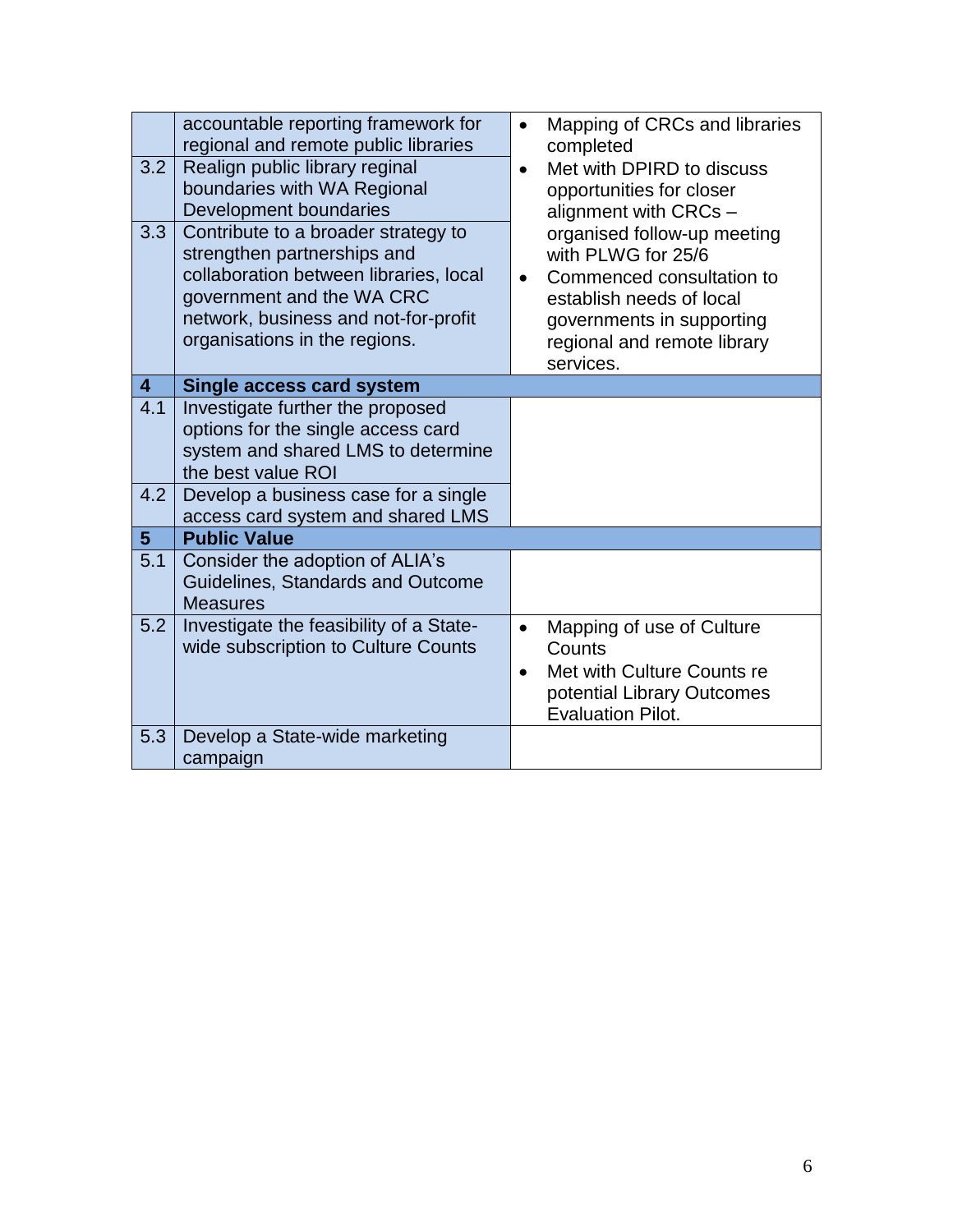| | | |
|---|---|---|
| | accountable reporting framework for regional and remote public libraries | • Mapping of CRCs and libraries completed<br>• Met with DPIRD to discuss opportunities for closer alignment with CRCs – organised follow-up meeting with PLWG for 25/6<br>• Commenced consultation to establish needs of local governments in supporting regional and remote library services. |
| 3.2 | Realign public library reginal boundaries with WA Regional Development boundaries | |
| 3.3 | Contribute to a broader strategy to strengthen partnerships and collaboration between libraries, local government and the WA CRC network, business and not-for-profit organisations in the regions. | |
| **4** | **Single access card system** | |
| 4.1 | Investigate further the proposed options for the single access card system and shared LMS to determine the best value ROI | |
| 4.2 | Develop a business case for a single access card system and shared LMS | |
| **5** | **Public Value** | |
| 5.1 | Consider the adoption of ALIA's Guidelines, Standards and Outcome Measures | |
| 5.2 | Investigate the feasibility of a State-wide subscription to Culture Counts | • Mapping of use of Culture Counts<br>• Met with Culture Counts re potential Library Outcomes Evaluation Pilot. |
| 5.3 | Develop a State-wide marketing campaign | |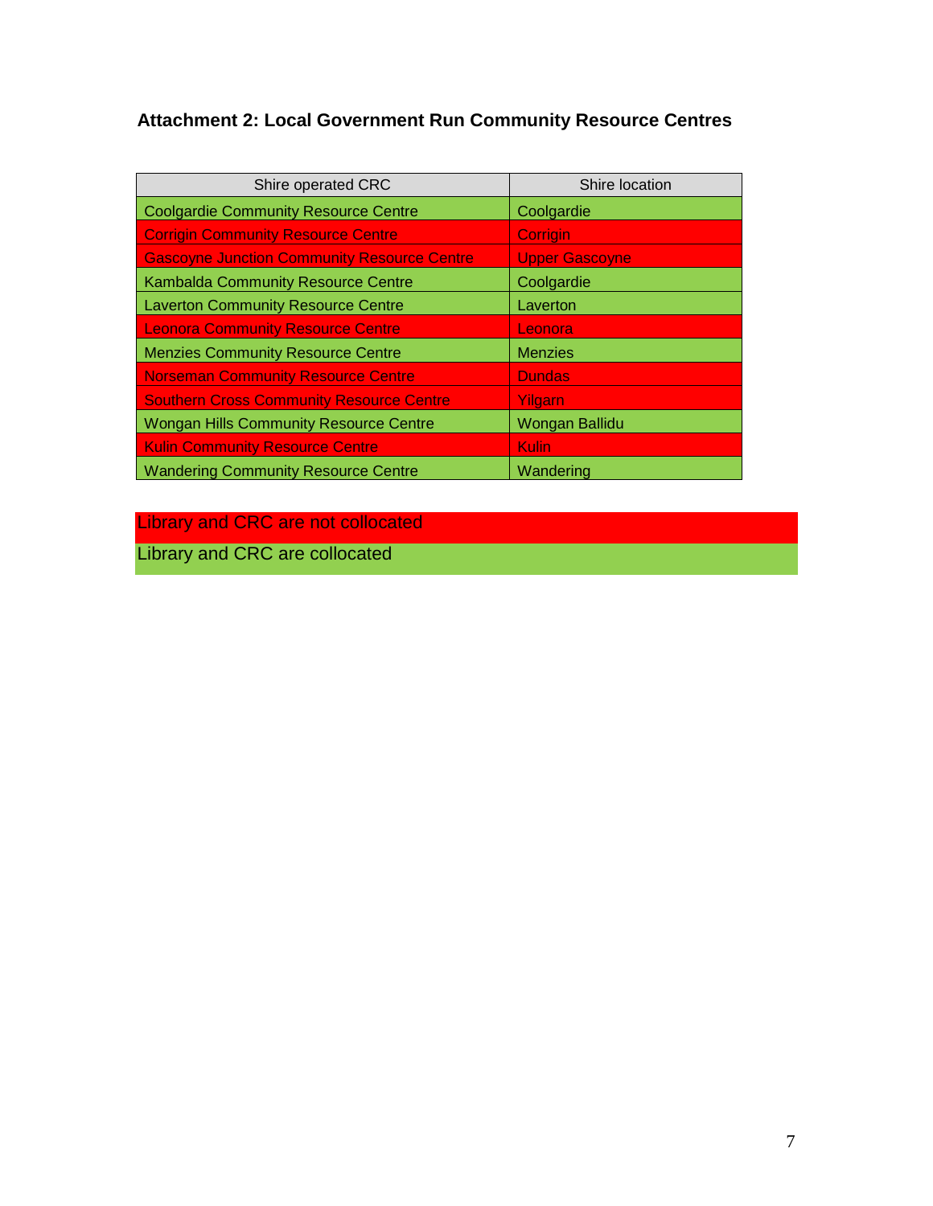## Attachment 2: Local Government Run Community Resource Centres

| Shire operated CRC | Shire location |
|---|---|
| Coolgardie Community Resource Centre | Coolgardie |
| Corrigin Community Resource Centre | Corrigin |
| Gascoyne Junction Community Resource Centre | Upper Gascoyne |
| Kambalda Community Resource Centre | Coolgardie |
| Laverton Community Resource Centre | Laverton |
| Leonora Community Resource Centre | Leonora |
| Menzies Community Resource Centre | Menzies |
| Norseman Community Resource Centre | Dundas |
| Southern Cross Community Resource Centre | Yilgarn |
| Wongan Hills Community Resource Centre | Wongan Ballidu |
| Kulin Community Resource Centre | Kulin |
| Wandering Community Resource Centre | Wandering |

Library and CRC are not collocated

Library and CRC are collocated